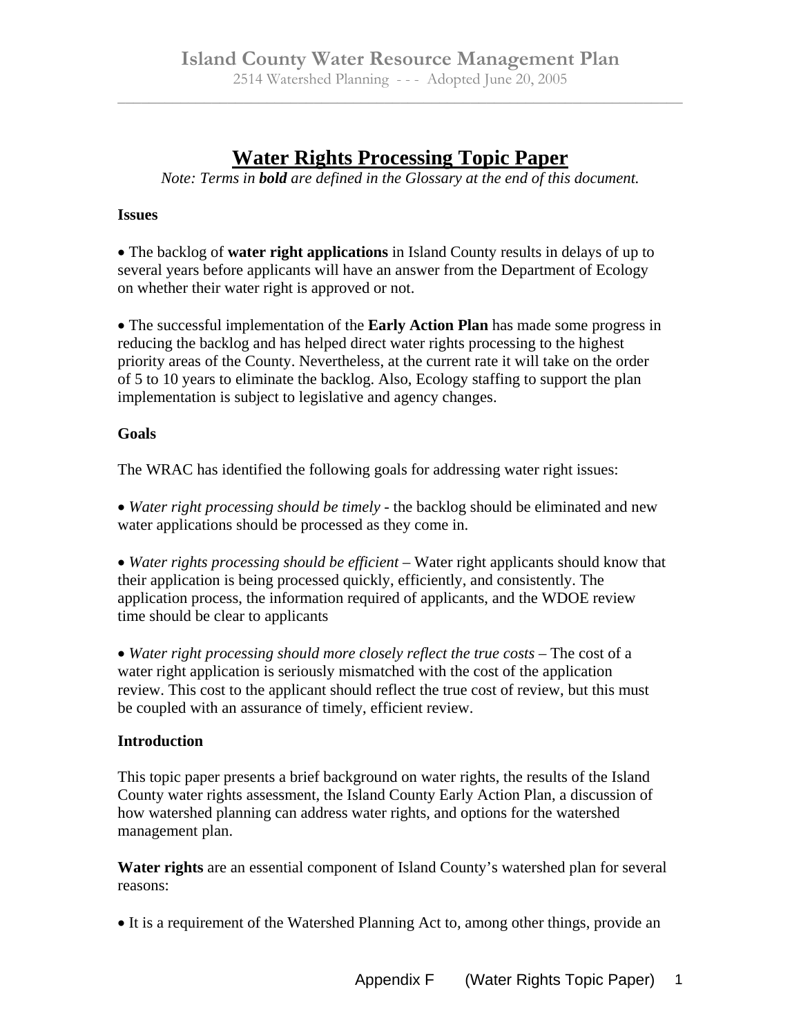# Water Rights Processing Topic Paper

*Note: Terms in **bold** are defined in the Glossary at the end of this document.*

**Issues**

• The backlog of **water right applications** in Island County results in delays of up to several years before applicants will have an answer from the Department of Ecology on whether their water right is approved or not.

• The successful implementation of the **Early Action Plan** has made some progress in reducing the backlog and has helped direct water rights processing to the highest priority areas of the County. Nevertheless, at the current rate it will take on the order of 5 to 10 years to eliminate the backlog. Also, Ecology staffing to support the plan implementation is subject to legislative and agency changes.

**Goals**

The WRAC has identified the following goals for addressing water right issues:

• *Water right processing should be timely* - the backlog should be eliminated and new water applications should be processed as they come in.

• *Water rights processing should be efficient* – Water right applicants should know that their application is being processed quickly, efficiently, and consistently. The application process, the information required of applicants, and the WDOE review time should be clear to applicants

• *Water right processing should more closely reflect the true costs* – The cost of a water right application is seriously mismatched with the cost of the application review. This cost to the applicant should reflect the true cost of review, but this must be coupled with an assurance of timely, efficient review.

**Introduction**

This topic paper presents a brief background on water rights, the results of the Island County water rights assessment, the Island County Early Action Plan, a discussion of how watershed planning can address water rights, and options for the watershed management plan.

**Water rights** are an essential component of Island County's watershed plan for several reasons:

• It is a requirement of the Watershed Planning Act to, among other things, provide an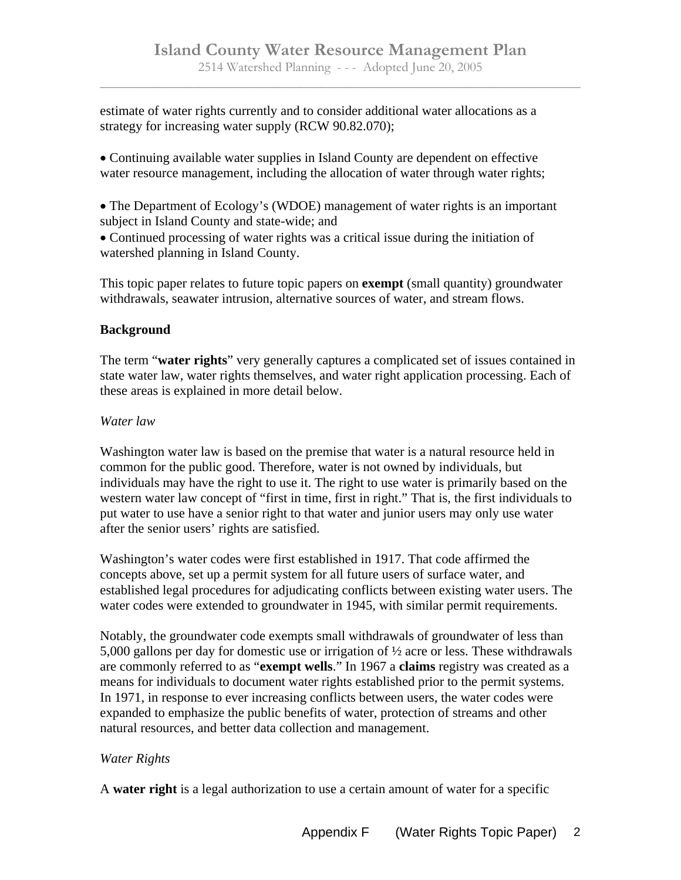estimate of water rights currently and to consider additional water allocations as a strategy for increasing water supply (RCW 90.82.070);

- Continuing available water supplies in Island County are dependent on effective water resource management, including the allocation of water through water rights;

- The Department of Ecology's (WDOE) management of water rights is an important subject in Island County and state-wide; and
- Continued processing of water rights was a critical issue during the initiation of watershed planning in Island County.

This topic paper relates to future topic papers on **exempt** (small quantity) groundwater withdrawals, seawater intrusion, alternative sources of water, and stream flows.

**Background**

The term "**water rights**" very generally captures a complicated set of issues contained in state water law, water rights themselves, and water right application processing. Each of these areas is explained in more detail below.

*Water law*

Washington water law is based on the premise that water is a natural resource held in common for the public good. Therefore, water is not owned by individuals, but individuals may have the right to use it. The right to use water is primarily based on the western water law concept of "first in time, first in right." That is, the first individuals to put water to use have a senior right to that water and junior users may only use water after the senior users' rights are satisfied.

Washington's water codes were first established in 1917. That code affirmed the concepts above, set up a permit system for all future users of surface water, and established legal procedures for adjudicating conflicts between existing water users. The water codes were extended to groundwater in 1945, with similar permit requirements.

Notably, the groundwater code exempts small withdrawals of groundwater of less than 5,000 gallons per day for domestic use or irrigation of ½ acre or less. These withdrawals are commonly referred to as "**exempt wells**." In 1967 a **claims** registry was created as a means for individuals to document water rights established prior to the permit systems. In 1971, in response to ever increasing conflicts between users, the water codes were expanded to emphasize the public benefits of water, protection of streams and other natural resources, and better data collection and management.

*Water Rights*

A **water right** is a legal authorization to use a certain amount of water for a specific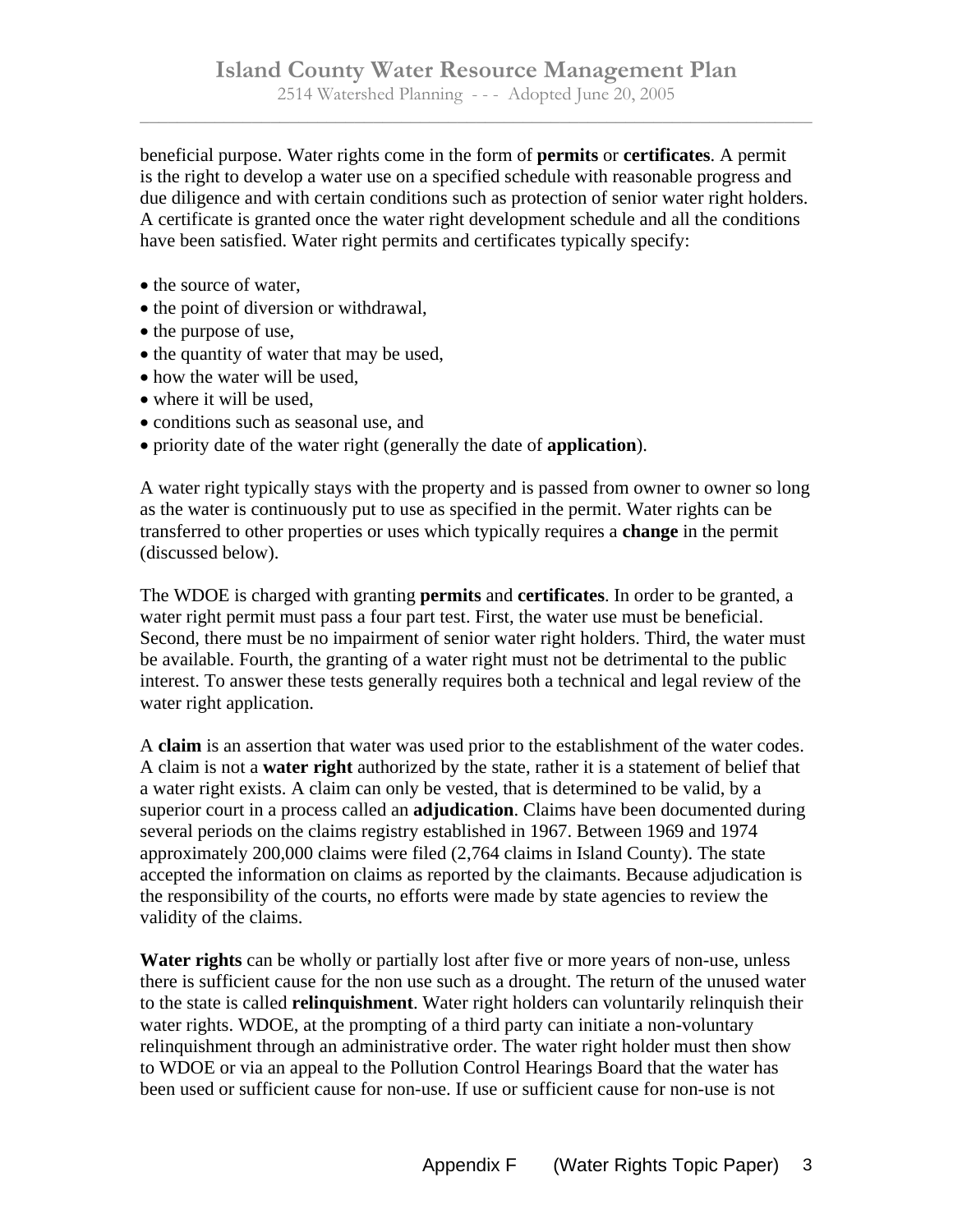beneficial purpose. Water rights come in the form of **permits** or **certificates**. A permit is the right to develop a water use on a specified schedule with reasonable progress and due diligence and with certain conditions such as protection of senior water right holders. A certificate is granted once the water right development schedule and all the conditions have been satisfied. Water right permits and certificates typically specify:

- the source of water,
- the point of diversion or withdrawal,
- the purpose of use,
- the quantity of water that may be used,
- how the water will be used,
- where it will be used,
- conditions such as seasonal use, and
- priority date of the water right (generally the date of **application**).

A water right typically stays with the property and is passed from owner to owner so long as the water is continuously put to use as specified in the permit. Water rights can be transferred to other properties or uses which typically requires a **change** in the permit (discussed below).

The WDOE is charged with granting **permits** and **certificates**. In order to be granted, a water right permit must pass a four part test. First, the water use must be beneficial. Second, there must be no impairment of senior water right holders. Third, the water must be available. Fourth, the granting of a water right must not be detrimental to the public interest. To answer these tests generally requires both a technical and legal review of the water right application.

A **claim** is an assertion that water was used prior to the establishment of the water codes. A claim is not a **water right** authorized by the state, rather it is a statement of belief that a water right exists. A claim can only be vested, that is determined to be valid, by a superior court in a process called an **adjudication**. Claims have been documented during several periods on the claims registry established in 1967. Between 1969 and 1974 approximately 200,000 claims were filed (2,764 claims in Island County). The state accepted the information on claims as reported by the claimants. Because adjudication is the responsibility of the courts, no efforts were made by state agencies to review the validity of the claims.

**Water rights** can be wholly or partially lost after five or more years of non-use, unless there is sufficient cause for the non use such as a drought. The return of the unused water to the state is called **relinquishment**. Water right holders can voluntarily relinquish their water rights. WDOE, at the prompting of a third party can initiate a non-voluntary relinquishment through an administrative order. The water right holder must then show to WDOE or via an appeal to the Pollution Control Hearings Board that the water has been used or sufficient cause for non-use. If use or sufficient cause for non-use is not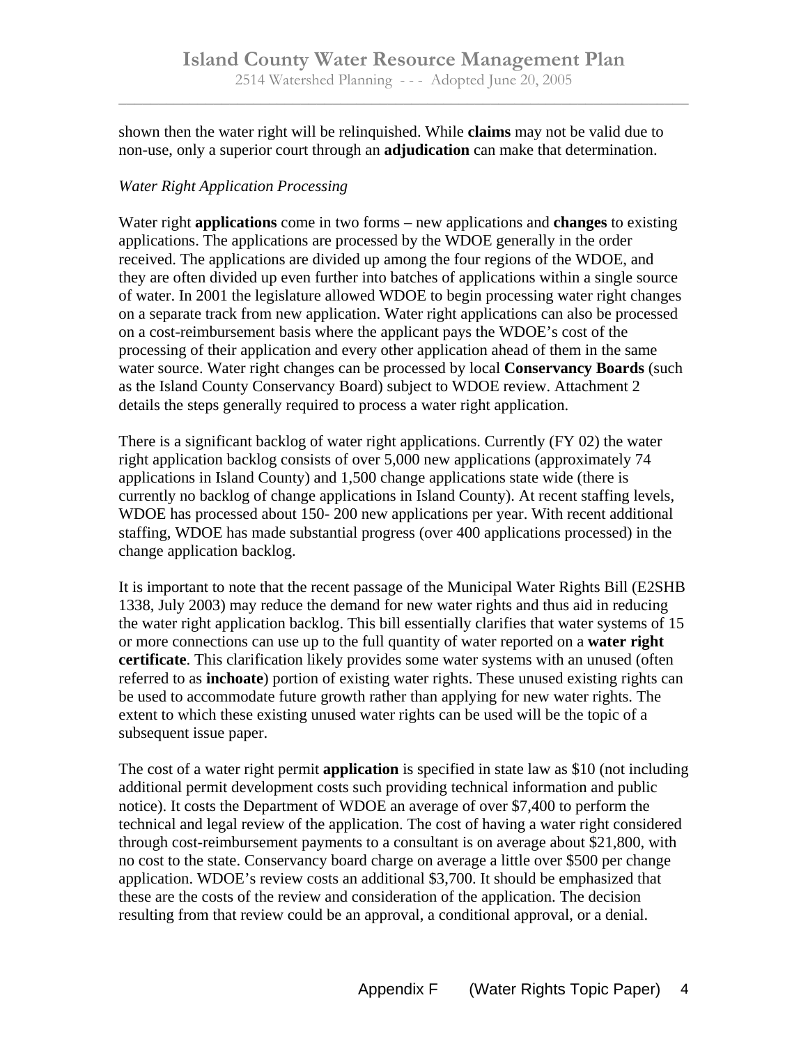shown then the water right will be relinquished. While **claims** may not be valid due to non-use, only a superior court through an **adjudication** can make that determination.

*Water Right Application Processing*

Water right **applications** come in two forms – new applications and **changes** to existing applications. The applications are processed by the WDOE generally in the order received. The applications are divided up among the four regions of the WDOE, and they are often divided up even further into batches of applications within a single source of water. In 2001 the legislature allowed WDOE to begin processing water right changes on a separate track from new application. Water right applications can also be processed on a cost-reimbursement basis where the applicant pays the WDOE's cost of the processing of their application and every other application ahead of them in the same water source. Water right changes can be processed by local **Conservancy Boards** (such as the Island County Conservancy Board) subject to WDOE review. Attachment 2 details the steps generally required to process a water right application.

There is a significant backlog of water right applications. Currently (FY 02) the water right application backlog consists of over 5,000 new applications (approximately 74 applications in Island County) and 1,500 change applications state wide (there is currently no backlog of change applications in Island County). At recent staffing levels, WDOE has processed about 150- 200 new applications per year. With recent additional staffing, WDOE has made substantial progress (over 400 applications processed) in the change application backlog.

It is important to note that the recent passage of the Municipal Water Rights Bill (E2SHB 1338, July 2003) may reduce the demand for new water rights and thus aid in reducing the water right application backlog. This bill essentially clarifies that water systems of 15 or more connections can use up to the full quantity of water reported on a **water right certificate**. This clarification likely provides some water systems with an unused (often referred to as **inchoate**) portion of existing water rights. These unused existing rights can be used to accommodate future growth rather than applying for new water rights. The extent to which these existing unused water rights can be used will be the topic of a subsequent issue paper.

The cost of a water right permit **application** is specified in state law as $10 (not including additional permit development costs such providing technical information and public notice). It costs the Department of WDOE an average of over $7,400 to perform the technical and legal review of the application. The cost of having a water right considered through cost-reimbursement payments to a consultant is on average about $21,800, with no cost to the state. Conservancy board charge on average a little over $500 per change application. WDOE's review costs an additional $3,700. It should be emphasized that these are the costs of the review and consideration of the application. The decision resulting from that review could be an approval, a conditional approval, or a denial.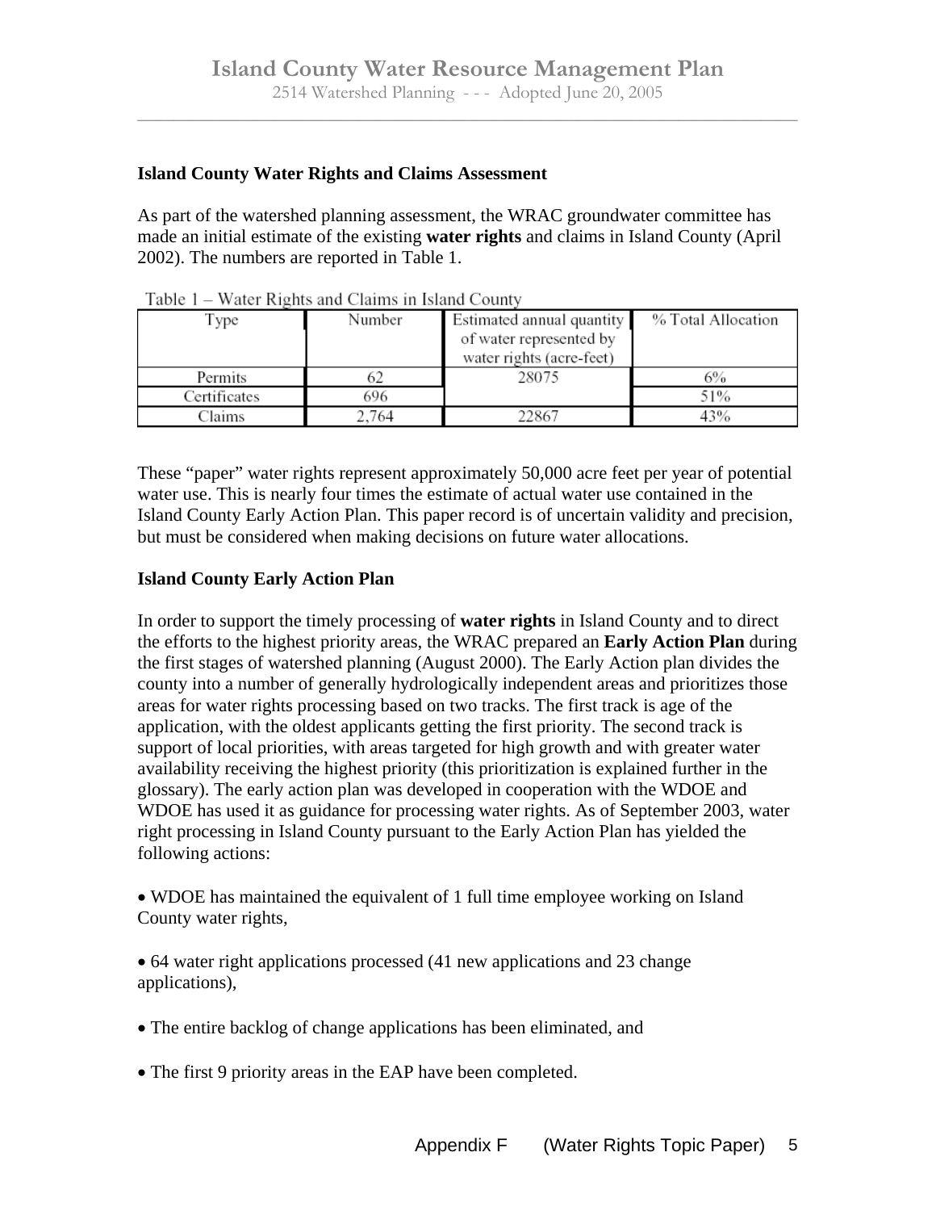### Island County Water Rights and Claims Assessment

As part of the watershed planning assessment, the WRAC groundwater committee has made an initial estimate of the existing **water rights** and claims in Island County (April 2002). The numbers are reported in Table 1.

Table 1 – Water Rights and Claims in Island County

| Type | Number | Estimated annual quantity of water represented by water rights (acre-feet) | % Total Allocation |
|---|---|---|---|
| Permits | 62 | 28075 | 6% |
| Certificates | 696 | | 51% |
| Claims | 2,764 | 22867 | 43% |

These "paper" water rights represent approximately 50,000 acre feet per year of potential water use. This is nearly four times the estimate of actual water use contained in the Island County Early Action Plan. This paper record is of uncertain validity and precision, but must be considered when making decisions on future water allocations.

### Island County Early Action Plan

In order to support the timely processing of **water rights** in Island County and to direct the efforts to the highest priority areas, the WRAC prepared an **Early Action Plan** during the first stages of watershed planning (August 2000). The Early Action plan divides the county into a number of generally hydrologically independent areas and prioritizes those areas for water rights processing based on two tracks. The first track is age of the application, with the oldest applicants getting the first priority. The second track is support of local priorities, with areas targeted for high growth and with greater water availability receiving the highest priority (this prioritization is explained further in the glossary). The early action plan was developed in cooperation with the WDOE and WDOE has used it as guidance for processing water rights. As of September 2003, water right processing in Island County pursuant to the Early Action Plan has yielded the following actions:

- WDOE has maintained the equivalent of 1 full time employee working on Island County water rights,
- 64 water right applications processed (41 new applications and 23 change applications),
- The entire backlog of change applications has been eliminated, and
- The first 9 priority areas in the EAP have been completed.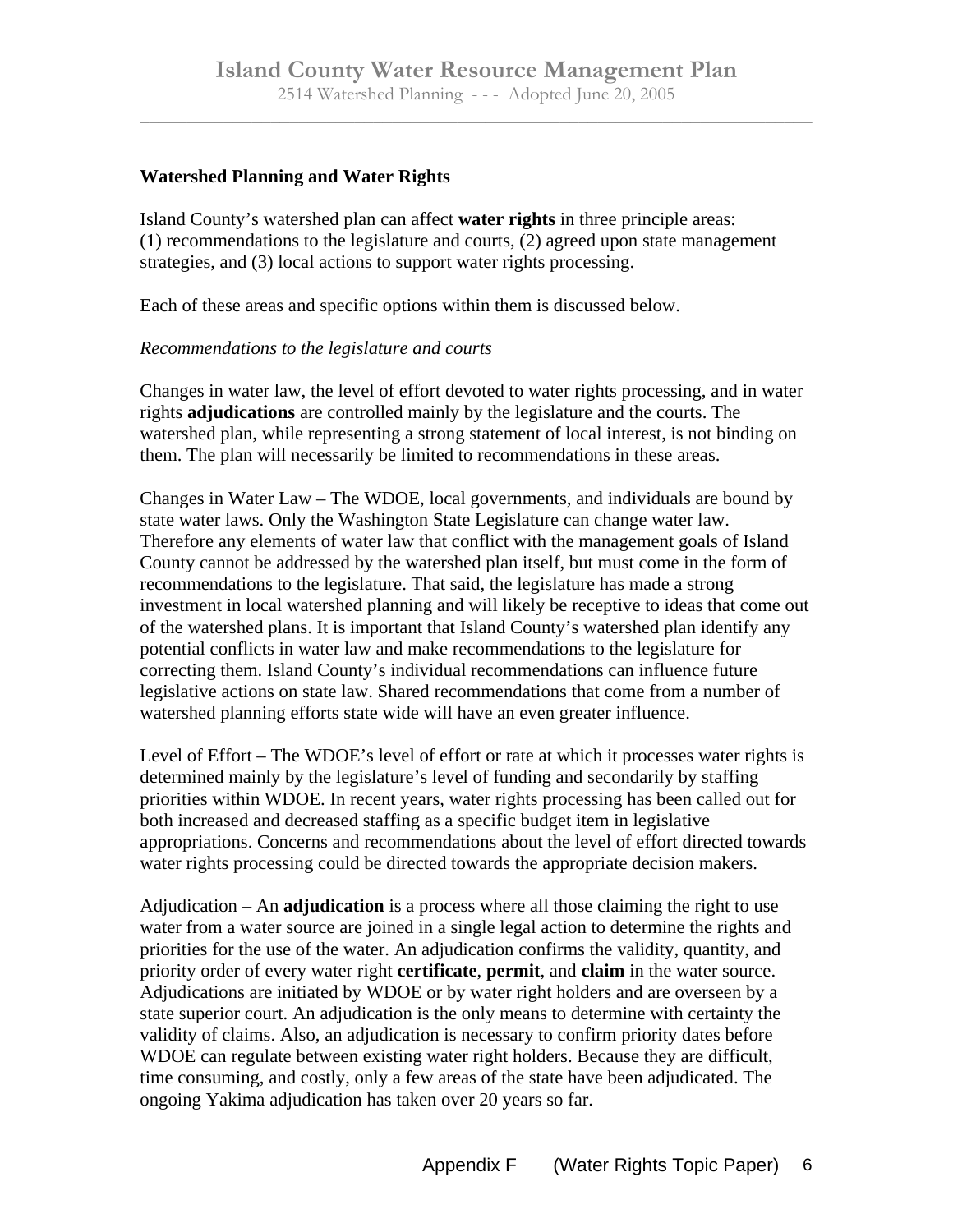**Watershed Planning and Water Rights**

Island County's watershed plan can affect **water rights** in three principle areas: (1) recommendations to the legislature and courts, (2) agreed upon state management strategies, and (3) local actions to support water rights processing.

Each of these areas and specific options within them is discussed below.

*Recommendations to the legislature and courts*

Changes in water law, the level of effort devoted to water rights processing, and in water rights **adjudications** are controlled mainly by the legislature and the courts. The watershed plan, while representing a strong statement of local interest, is not binding on them. The plan will necessarily be limited to recommendations in these areas.

Changes in Water Law – The WDOE, local governments, and individuals are bound by state water laws. Only the Washington State Legislature can change water law. Therefore any elements of water law that conflict with the management goals of Island County cannot be addressed by the watershed plan itself, but must come in the form of recommendations to the legislature. That said, the legislature has made a strong investment in local watershed planning and will likely be receptive to ideas that come out of the watershed plans. It is important that Island County's watershed plan identify any potential conflicts in water law and make recommendations to the legislature for correcting them. Island County's individual recommendations can influence future legislative actions on state law. Shared recommendations that come from a number of watershed planning efforts state wide will have an even greater influence.

Level of Effort – The WDOE's level of effort or rate at which it processes water rights is determined mainly by the legislature's level of funding and secondarily by staffing priorities within WDOE. In recent years, water rights processing has been called out for both increased and decreased staffing as a specific budget item in legislative appropriations. Concerns and recommendations about the level of effort directed towards water rights processing could be directed towards the appropriate decision makers.

Adjudication – An **adjudication** is a process where all those claiming the right to use water from a water source are joined in a single legal action to determine the rights and priorities for the use of the water. An adjudication confirms the validity, quantity, and priority order of every water right **certificate**, **permit**, and **claim** in the water source. Adjudications are initiated by WDOE or by water right holders and are overseen by a state superior court. An adjudication is the only means to determine with certainty the validity of claims. Also, an adjudication is necessary to confirm priority dates before WDOE can regulate between existing water right holders. Because they are difficult, time consuming, and costly, only a few areas of the state have been adjudicated. The ongoing Yakima adjudication has taken over 20 years so far.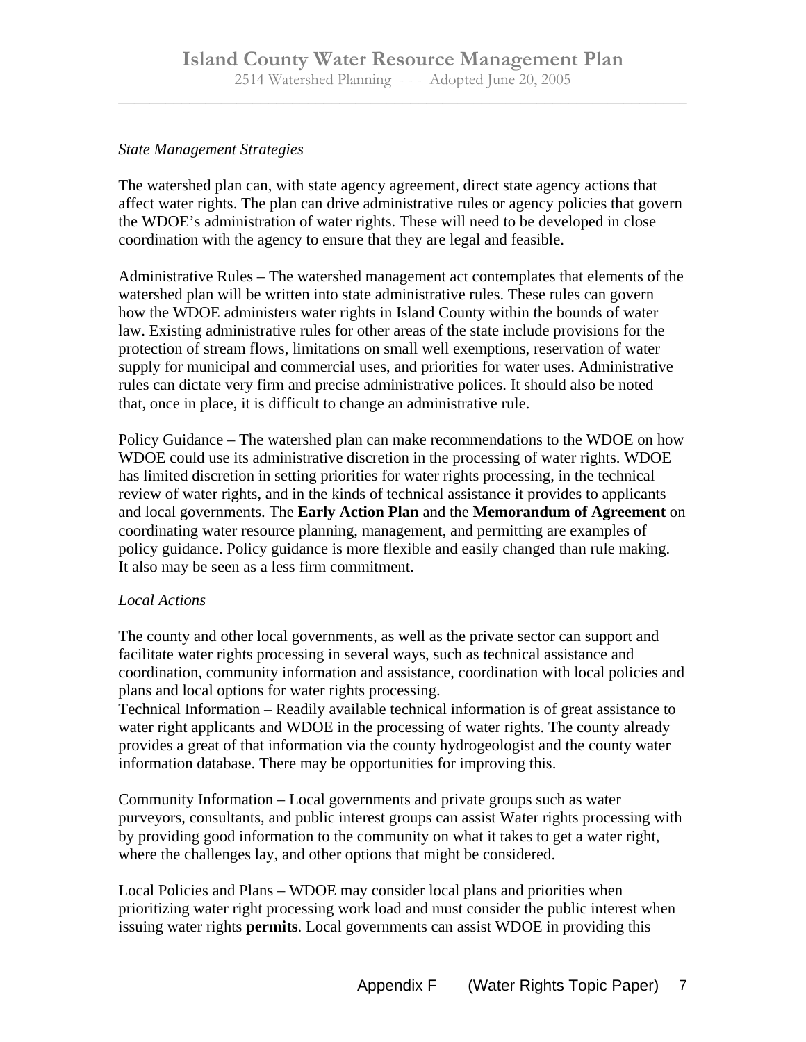*State Management Strategies*

The watershed plan can, with state agency agreement, direct state agency actions that affect water rights. The plan can drive administrative rules or agency policies that govern the WDOE's administration of water rights. These will need to be developed in close coordination with the agency to ensure that they are legal and feasible.

Administrative Rules – The watershed management act contemplates that elements of the watershed plan will be written into state administrative rules. These rules can govern how the WDOE administers water rights in Island County within the bounds of water law. Existing administrative rules for other areas of the state include provisions for the protection of stream flows, limitations on small well exemptions, reservation of water supply for municipal and commercial uses, and priorities for water uses. Administrative rules can dictate very firm and precise administrative polices. It should also be noted that, once in place, it is difficult to change an administrative rule.

Policy Guidance – The watershed plan can make recommendations to the WDOE on how WDOE could use its administrative discretion in the processing of water rights. WDOE has limited discretion in setting priorities for water rights processing, in the technical review of water rights, and in the kinds of technical assistance it provides to applicants and local governments. The **Early Action Plan** and the **Memorandum of Agreement** on coordinating water resource planning, management, and permitting are examples of policy guidance. Policy guidance is more flexible and easily changed than rule making. It also may be seen as a less firm commitment.

*Local Actions*

The county and other local governments, as well as the private sector can support and facilitate water rights processing in several ways, such as technical assistance and coordination, community information and assistance, coordination with local policies and plans and local options for water rights processing.

Technical Information – Readily available technical information is of great assistance to water right applicants and WDOE in the processing of water rights. The county already provides a great of that information via the county hydrogeologist and the county water information database. There may be opportunities for improving this.

Community Information – Local governments and private groups such as water purveyors, consultants, and public interest groups can assist Water rights processing with by providing good information to the community on what it takes to get a water right, where the challenges lay, and other options that might be considered.

Local Policies and Plans – WDOE may consider local plans and priorities when prioritizing water right processing work load and must consider the public interest when issuing water rights **permits**. Local governments can assist WDOE in providing this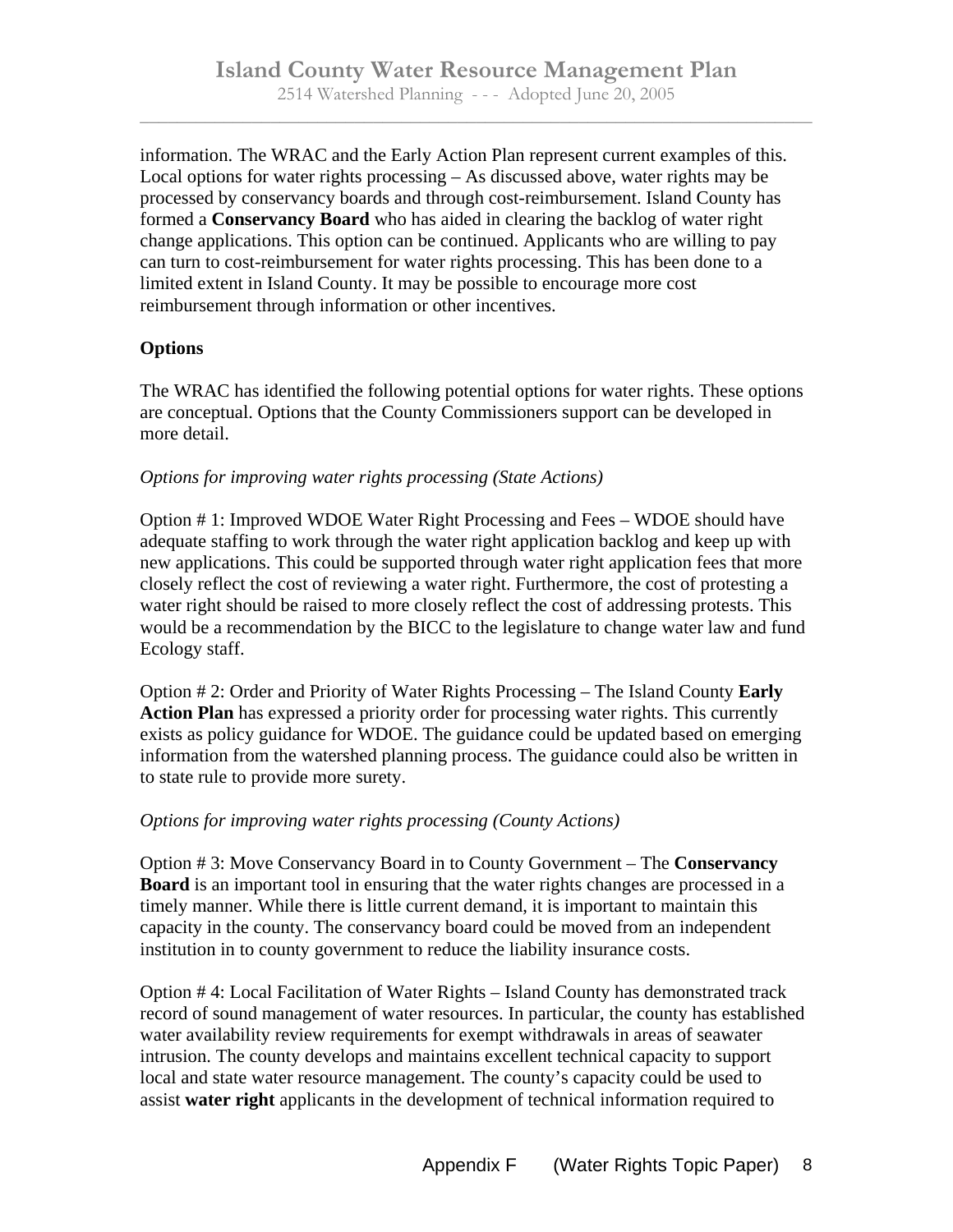information. The WRAC and the Early Action Plan represent current examples of this. Local options for water rights processing – As discussed above, water rights may be processed by conservancy boards and through cost-reimbursement. Island County has formed a **Conservancy Board** who has aided in clearing the backlog of water right change applications. This option can be continued. Applicants who are willing to pay can turn to cost-reimbursement for water rights processing. This has been done to a limited extent in Island County. It may be possible to encourage more cost reimbursement through information or other incentives.

**Options**

The WRAC has identified the following potential options for water rights. These options are conceptual. Options that the County Commissioners support can be developed in more detail.

*Options for improving water rights processing (State Actions)*

Option # 1: Improved WDOE Water Right Processing and Fees – WDOE should have adequate staffing to work through the water right application backlog and keep up with new applications. This could be supported through water right application fees that more closely reflect the cost of reviewing a water right. Furthermore, the cost of protesting a water right should be raised to more closely reflect the cost of addressing protests. This would be a recommendation by the BICC to the legislature to change water law and fund Ecology staff.

Option # 2: Order and Priority of Water Rights Processing – The Island County **Early Action Plan** has expressed a priority order for processing water rights. This currently exists as policy guidance for WDOE. The guidance could be updated based on emerging information from the watershed planning process. The guidance could also be written in to state rule to provide more surety.

*Options for improving water rights processing (County Actions)*

Option # 3: Move Conservancy Board in to County Government – The **Conservancy Board** is an important tool in ensuring that the water rights changes are processed in a timely manner. While there is little current demand, it is important to maintain this capacity in the county. The conservancy board could be moved from an independent institution in to county government to reduce the liability insurance costs.

Option # 4: Local Facilitation of Water Rights – Island County has demonstrated track record of sound management of water resources. In particular, the county has established water availability review requirements for exempt withdrawals in areas of seawater intrusion. The county develops and maintains excellent technical capacity to support local and state water resource management. The county's capacity could be used to assist **water right** applicants in the development of technical information required to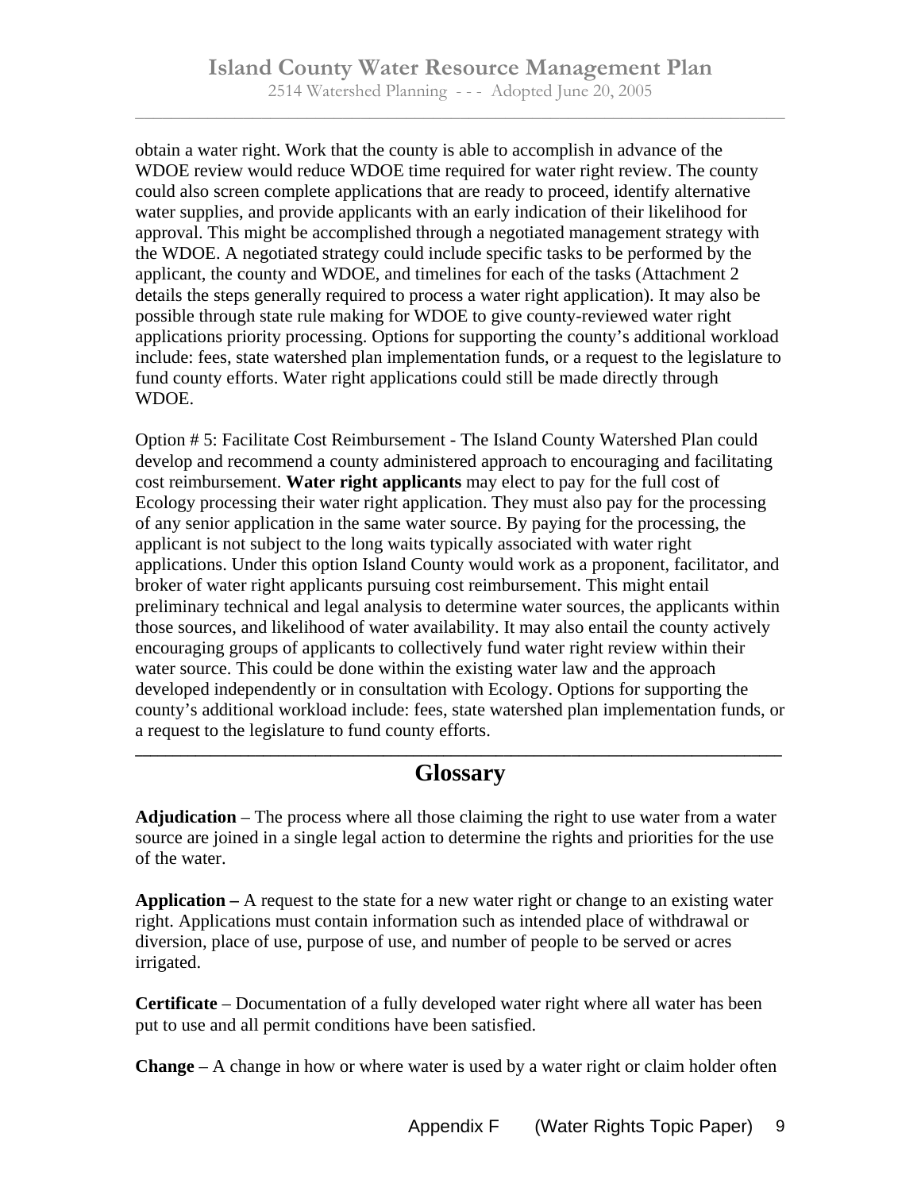obtain a water right. Work that the county is able to accomplish in advance of the WDOE review would reduce WDOE time required for water right review. The county could also screen complete applications that are ready to proceed, identify alternative water supplies, and provide applicants with an early indication of their likelihood for approval. This might be accomplished through a negotiated management strategy with the WDOE. A negotiated strategy could include specific tasks to be performed by the applicant, the county and WDOE, and timelines for each of the tasks (Attachment 2 details the steps generally required to process a water right application). It may also be possible through state rule making for WDOE to give county-reviewed water right applications priority processing. Options for supporting the county's additional workload include: fees, state watershed plan implementation funds, or a request to the legislature to fund county efforts. Water right applications could still be made directly through WDOE.

Option # 5: Facilitate Cost Reimbursement - The Island County Watershed Plan could develop and recommend a county administered approach to encouraging and facilitating cost reimbursement. **Water right applicants** may elect to pay for the full cost of Ecology processing their water right application. They must also pay for the processing of any senior application in the same water source. By paying for the processing, the applicant is not subject to the long waits typically associated with water right applications. Under this option Island County would work as a proponent, facilitator, and broker of water right applicants pursuing cost reimbursement. This might entail preliminary technical and legal analysis to determine water sources, the applicants within those sources, and likelihood of water availability. It may also entail the county actively encouraging groups of applicants to collectively fund water right review within their water source. This could be done within the existing water law and the approach developed independently or in consultation with Ecology. Options for supporting the county's additional workload include: fees, state watershed plan implementation funds, or a request to the legislature to fund county efforts.

---

## Glossary

**Adjudication** – The process where all those claiming the right to use water from a water source are joined in a single legal action to determine the rights and priorities for the use of the water.

**Application –** A request to the state for a new water right or change to an existing water right. Applications must contain information such as intended place of withdrawal or diversion, place of use, purpose of use, and number of people to be served or acres irrigated.

**Certificate** – Documentation of a fully developed water right where all water has been put to use and all permit conditions have been satisfied.

**Change** – A change in how or where water is used by a water right or claim holder often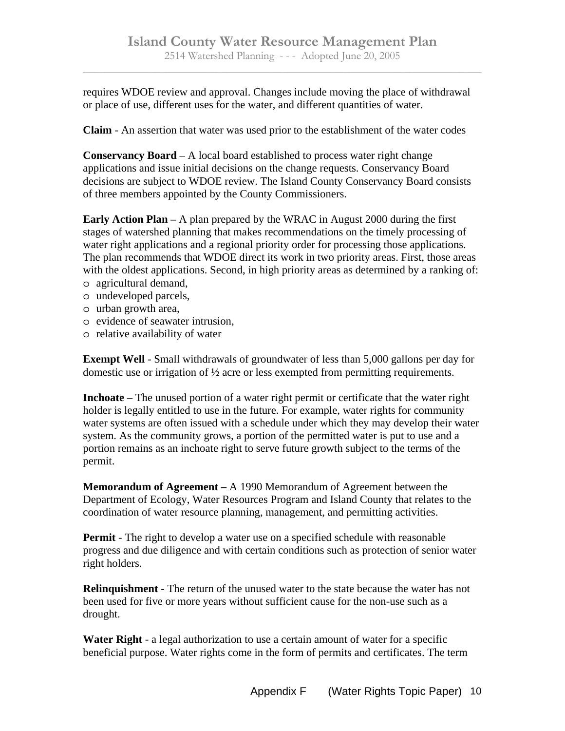requires WDOE review and approval. Changes include moving the place of withdrawal or place of use, different uses for the water, and different quantities of water.

**Claim** - An assertion that water was used prior to the establishment of the water codes

**Conservancy Board** – A local board established to process water right change applications and issue initial decisions on the change requests. Conservancy Board decisions are subject to WDOE review. The Island County Conservancy Board consists of three members appointed by the County Commissioners.

**Early Action Plan –** A plan prepared by the WRAC in August 2000 during the first stages of watershed planning that makes recommendations on the timely processing of water right applications and a regional priority order for processing those applications. The plan recommends that WDOE direct its work in two priority areas. First, those areas with the oldest applications. Second, in high priority areas as determined by a ranking of:

- agricultural demand,
- undeveloped parcels,
- urban growth area,
- evidence of seawater intrusion,
- relative availability of water

**Exempt Well** - Small withdrawals of groundwater of less than 5,000 gallons per day for domestic use or irrigation of ½ acre or less exempted from permitting requirements.

**Inchoate** – The unused portion of a water right permit or certificate that the water right holder is legally entitled to use in the future. For example, water rights for community water systems are often issued with a schedule under which they may develop their water system. As the community grows, a portion of the permitted water is put to use and a portion remains as an inchoate right to serve future growth subject to the terms of the permit.

**Memorandum of Agreement –** A 1990 Memorandum of Agreement between the Department of Ecology, Water Resources Program and Island County that relates to the coordination of water resource planning, management, and permitting activities.

**Permit** - The right to develop a water use on a specified schedule with reasonable progress and due diligence and with certain conditions such as protection of senior water right holders.

**Relinquishment** - The return of the unused water to the state because the water has not been used for five or more years without sufficient cause for the non-use such as a drought.

**Water Right** - a legal authorization to use a certain amount of water for a specific beneficial purpose. Water rights come in the form of permits and certificates. The term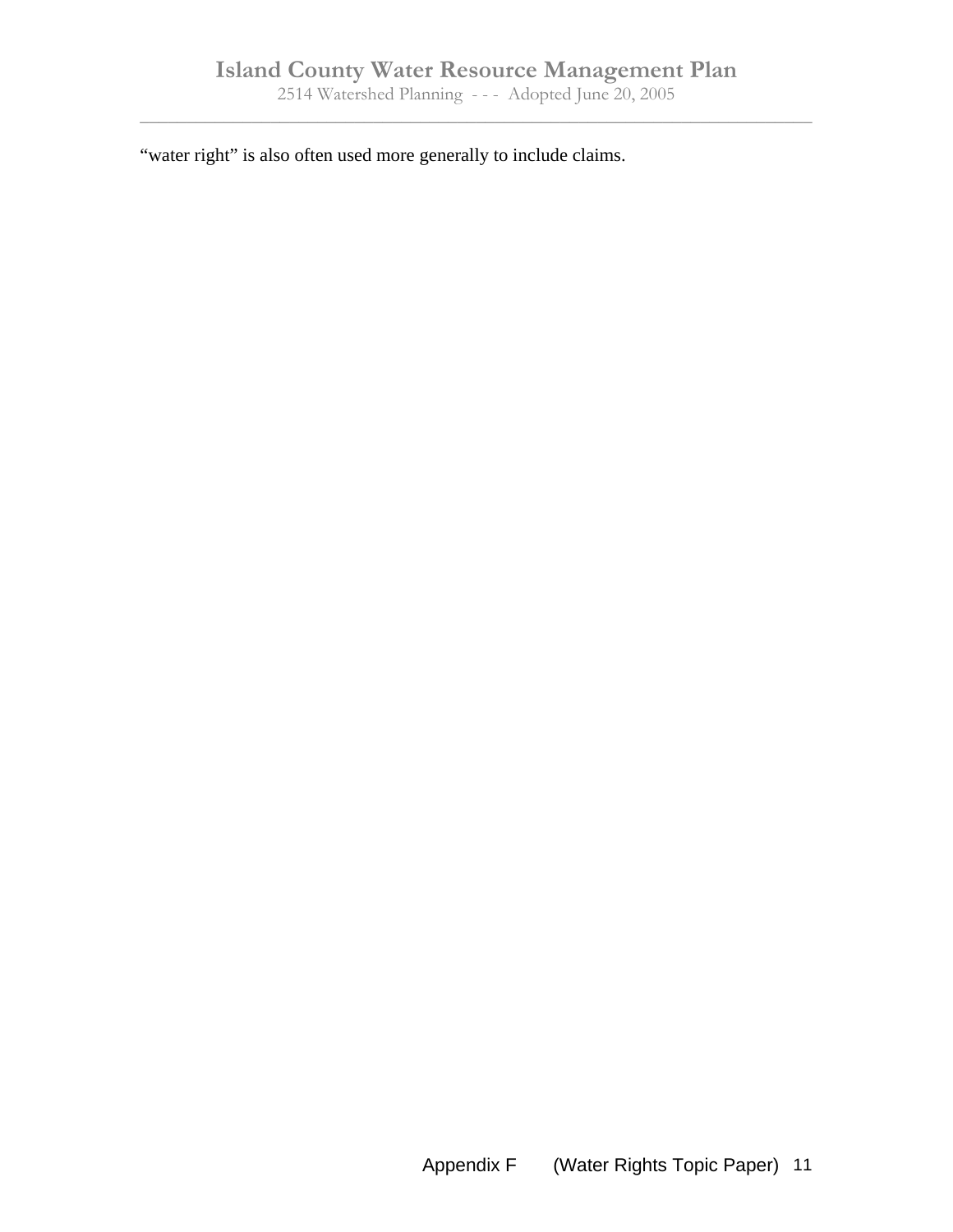“water right” is also often used more generally to include claims.